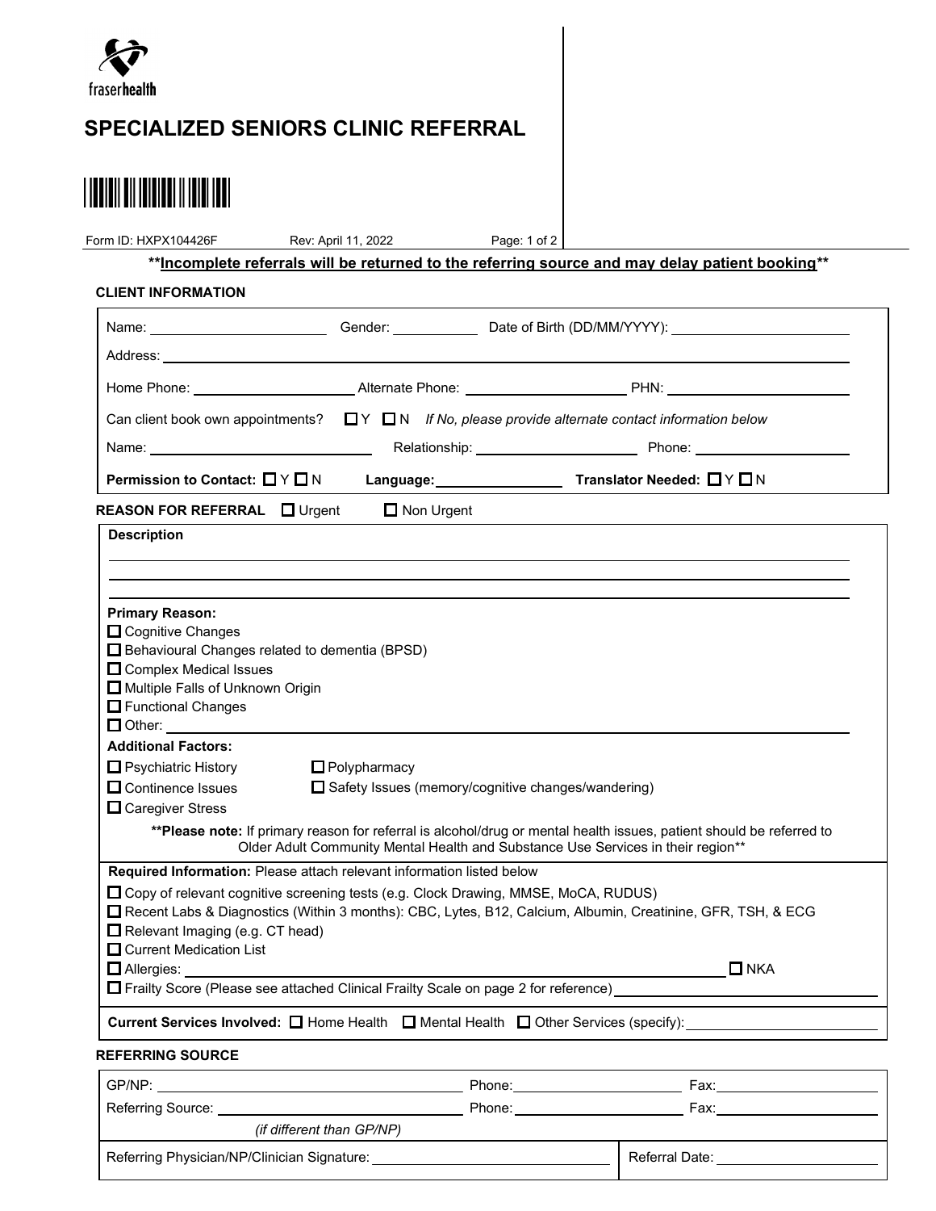fraserhealth

# SPECIALIZED SENIORS CLINIC REFERRAL

Form ID: HXPX104426F Rev: April 11, 2022

****Incomplete referrals will be returned to the referring source and may delay patient booking****

## CLIENT INFORMATION

Name: ______________ Gender: ________ Date of Birth (DD/MM/YYYY): ______________

Address: ______________________________________________

Home Phone: ______________ Alternate Phone: ______________ PHN: ______________

Can client book own appointments? ☐ Y ☐ N *If No, please provide alternate contact information below*

Name: ______________ Relationship: ______________ Phone: ______________

**Permission to Contact:** ☐ Y ☐ N **Language:** ____________ **Translator Needed:** ☐ Y ☐ N

## REASON FOR REFERRAL ☐ Urgent ☐ Non Urgent

**Description**

______________________________________________

______________________________________________

______________________________________________

**Primary Reason:**

- ☐ Cognitive Changes
- ☐ Behavioural Changes related to dementia (BPSD)
- ☐ Complex Medical Issues
- ☐ Multiple Falls of Unknown Origin
- ☐ Functional Changes
- ☐ Other: ______________________________________________

**Additional Factors:**

- ☐ Psychiatric History
- ☐ Polypharmacy
- ☐ Continence Issues
- ☐ Safety Issues (memory/cognitive changes/wandering)
- ☐ Caregiver Stress

****Please note:** If primary reason for referral is alcohol/drug or mental health issues, patient should be referred to Older Adult Community Mental Health and Substance Use Services in their region****

**Required Information:** Please attach relevant information listed below

- ☐ Copy of relevant cognitive screening tests (e.g. Clock Drawing, MMSE, MoCA, RUDUS)
- ☐ Recent Labs & Diagnostics (Within 3 months): CBC, Lytes, B12, Calcium, Albumin, Creatinine, GFR, TSH, & ECG
- ☐ Relevant Imaging (e.g. CT head)
- ☐ Current Medication List
- ☐ Allergies: ______________________________________________ ☐ NKA
- ☐ Frailty Score (Please see attached Clinical Frailty Scale on page 2 for reference) ______________

**Current Services Involved:** ☐ Home Health ☐ Mental Health ☐ Other Services (specify): ______________

## REFERRING SOURCE

GP/NP: ______________________ Phone: ______________ Fax: ______________

Referring Source: ______________________ Phone: ______________ Fax: ______________

*(if different than GP/NP)*

Referring Physician/NP/Clinician Signature: ______________________ Referral Date: ______________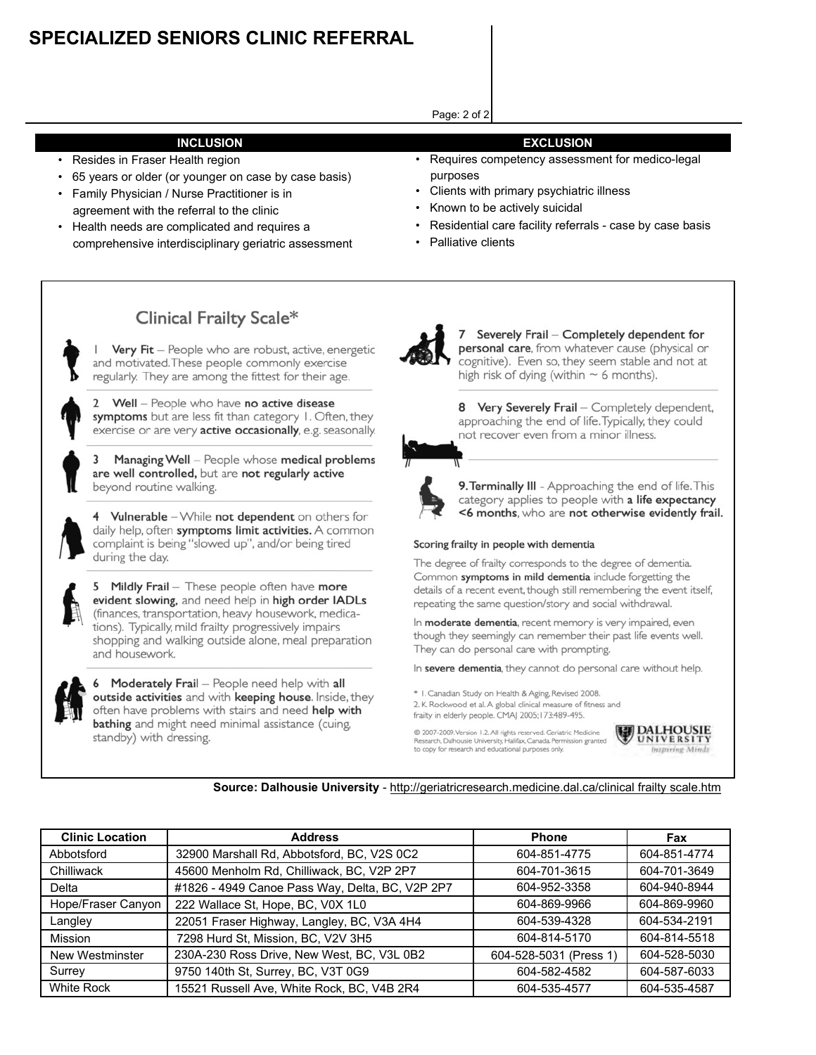# SPECIALIZED SENIORS CLINIC REFERRAL

| INCLUSION | EXCLUSION |
| --- | --- |
| • Resides in Fraser Health region<br>• 65 years or older (or younger on case by case basis)<br>• Family Physician / Nurse Practitioner is in agreement with the referral to the clinic<br>• Health needs are complicated and requires a comprehensive interdisciplinary geriatric assessment | • Requires competency assessment for medico-legal purposes<br>• Clients with primary psychiatric illness<br>• Known to be actively suicidal<br>• Residential care facility referrals - case by case basis<br>• Palliative clients |

## Clinical Frailty Scale*

1 **Very Fit** – People who are robust, active, energetic and motivated. These people commonly exercise regularly. They are among the fittest for their age.

2 **Well** – People who have **no active disease symptoms** but are less fit than category 1. Often, they exercise or are very **active occasionally**, e.g. seasonally.

3 **Managing Well** – People whose **medical problems are well controlled,** but are **not regularly active** beyond routine walking.

4 **Vulnerable** – While **not dependent** on others for daily help, often **symptoms limit activities.** A common complaint is being "slowed up", and/or being tired during the day.

5 **Mildly Frail** – These people often have **more evident slowing,** and need help in **high order IADLs** (finances, transportation, heavy housework, medications). Typically, mild frailty progressively impairs shopping and walking outside alone, meal preparation and housework.

6 **Moderately Frail** – People need help with **all outside activities** and with **keeping house**. Inside, they often have problems with stairs and need **help with bathing** and might need minimal assistance (cuing, standby) with dressing.

7 **Severely Frail** – **Completely dependent for personal care**, from whatever cause (physical or cognitive). Even so, they seem stable and not at high risk of dying (within ~ 6 months).

8 **Very Severely Frail** – Completely dependent, approaching the end of life. Typically, they could not recover even from a minor illness.

9. **Terminally Ill** - Approaching the end of life. This category applies to people with **a life expectancy <6 months**, who are **not otherwise evidently frail.**

### Scoring frailty in people with dementia

The degree of frailty corresponds to the degree of dementia. Common **symptoms in mild dementia** include forgetting the details of a recent event, though still remembering the event itself, repeating the same question/story and social withdrawal.

In **moderate dementia**, recent memory is very impaired, even though they seemingly can remember their past life events well. They can do personal care with prompting.

In **severe dementia**, they cannot do personal care without help.

* 1. Canadian Study on Health & Aging, Revised 2008.
2. K. Rockwood et al. A global clinical measure of fitness and frailty in elderly people. CMAJ 2005;173:489-495.

© 2007-2009. Version 1.2. All rights reserved. Geriatric Medicine Research, Dalhousie University, Halifax, Canada. Permission granted to copy for research and educational purposes only.

DALHOUSIE UNIVERSITY *Inspiring Minds*

**Source: Dalhousie University** - http://geriatricresearch.medicine.dal.ca/clinical frailty scale.htm

| Clinic Location | Address | Phone | Fax |
| --- | --- | --- | --- |
| Abbotsford | 32900 Marshall Rd, Abbotsford, BC, V2S 0C2 | 604-851-4775 | 604-851-4774 |
| Chilliwack | 45600 Menholm Rd, Chilliwack, BC, V2P 2P7 | 604-701-3615 | 604-701-3649 |
| Delta | #1826 - 4949 Canoe Pass Way, Delta, BC, V2P 2P7 | 604-952-3358 | 604-940-8944 |
| Hope/Fraser Canyon | 222 Wallace St, Hope, BC, V0X 1L0 | 604-869-9966 | 604-869-9960 |
| Langley | 22051 Fraser Highway, Langley, BC, V3A 4H4 | 604-539-4328 | 604-534-2191 |
| Mission | 7298 Hurd St, Mission, BC, V2V 3H5 | 604-814-5170 | 604-814-5518 |
| New Westminster | 230A-230 Ross Drive, New West, BC, V3L 0B2 | 604-528-5031 (Press 1) | 604-528-5030 |
| Surrey | 9750 140th St, Surrey, BC, V3T 0G9 | 604-582-4582 | 604-587-6033 |
| White Rock | 15521 Russell Ave, White Rock, BC, V4B 2R4 | 604-535-4577 | 604-535-4587 |